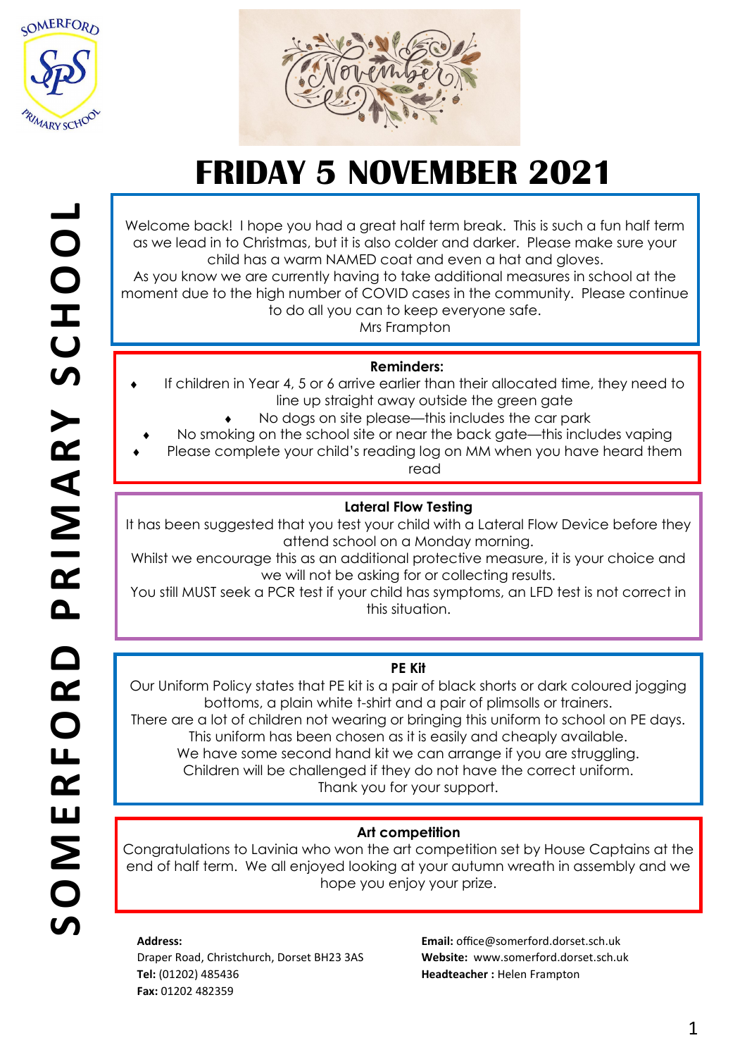# FRIDAY 5 NOVEMBER 2021

**SOMERFORD PRIMARY SCHOOL**

Welcome back! I hope you had a great half term break. This is such a fun half term as we lead in to Christmas, but it is also colder and darker. Please make sure your child has a warm NAMED coat and even a hat and gloves.

As you know we are currently having to take additional measures in school at the moment due to the high number of COVID cases in the community. Please continue to do all you can to keep everyone safe.

Mrs Frampton

### Reminders:

- If children in Year 4, 5 or 6 arrive earlier than their allocated time, they need to line up straight away outside the green gate
- No dogs on site please—this includes the car park
- No smoking on the school site or near the back gate—this includes vaping
- Please complete your child's reading log on MM when you have heard them read

### Lateral Flow Testing

It has been suggested that you test your child with a Lateral Flow Device before they attend school on a Monday morning.

Whilst we encourage this as an additional protective measure, it is your choice and we will not be asking for or collecting results.

You still MUST seek a PCR test if your child has symptoms, an LFD test is not correct in this situation.

### PE Kit

Our Uniform Policy states that PE kit is a pair of black shorts or dark coloured jogging bottoms, a plain white t-shirt and a pair of plimsolls or trainers.

There are a lot of children not wearing or bringing this uniform to school on PE days.

This uniform has been chosen as it is easily and cheaply available.

We have some second hand kit we can arrange if you are struggling.

Children will be challenged if they do not have the correct uniform.

Thank you for your support.

### Art competition

Congratulations to Lavinia who won the art competition set by House Captains at the end of half term. We all enjoyed looking at your autumn wreath in assembly and we hope you enjoy your prize.

**Address:**
Draper Road, Christchurch, Dorset BH23 3AS
**Tel:** (01202) 485436
**Fax:** 01202 482359

**Email:** office@somerford.dorset.sch.uk
**Website:** www.somerford.dorset.sch.uk
**Headteacher :** Helen Frampton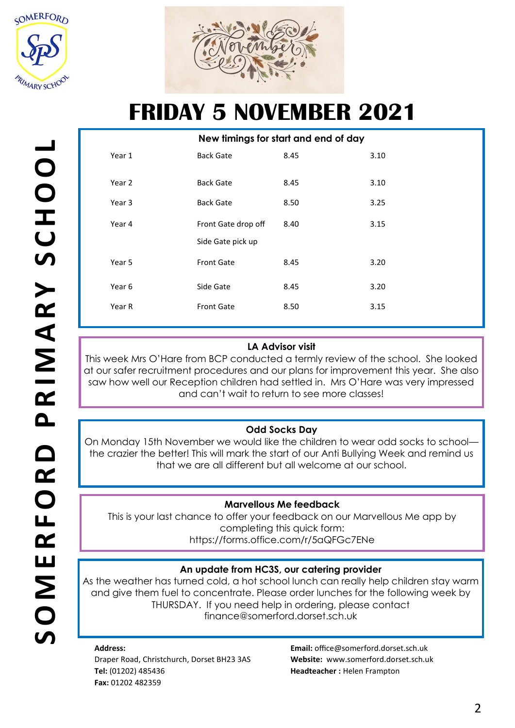# FRIDAY 5 NOVEMBER 2021

## New timings for start and end of day

| Year | Gate | Start | End |
| --- | --- | --- | --- |
| Year 1 | Back Gate | 8.45 | 3.10 |
| Year 2 | Back Gate | 8.45 | 3.10 |
| Year 3 | Back Gate | 8.50 | 3.25 |
| Year 4 | Front Gate drop off<br>Side Gate pick up | 8.40 | 3.15 |
| Year 5 | Front Gate | 8.45 | 3.20 |
| Year 6 | Side Gate | 8.45 | 3.20 |
| Year R | Front Gate | 8.50 | 3.15 |

## LA Advisor visit

This week Mrs O'Hare from BCP conducted a termly review of the school. She looked at our safer recruitment procedures and our plans for improvement this year. She also saw how well our Reception children had settled in. Mrs O'Hare was very impressed and can't wait to return to see more classes!

## Odd Socks Day

On Monday 15th November we would like the children to wear odd socks to school—the crazier the better! This will mark the start of our Anti Bullying Week and remind us that we are all different but all welcome at our school.

## Marvellous Me feedback

This is your last chance to offer your feedback on our Marvellous Me app by completing this quick form:
https://forms.office.com/r/5aQFGc7ENe

## An update from HC3S, our catering provider

As the weather has turned cold, a hot school lunch can really help children stay warm and give them fuel to concentrate. Please order lunches for the following week by THURSDAY. If you need help in ordering, please contact finance@somerford.dorset.sch.uk

**Address:**
Draper Road, Christchurch, Dorset BH23 3AS
**Tel:** (01202) 485436
**Fax:** 01202 482359

**Email:** office@somerford.dorset.sch.uk
**Website:** www.somerford.dorset.sch.uk
**Headteacher :** Helen Frampton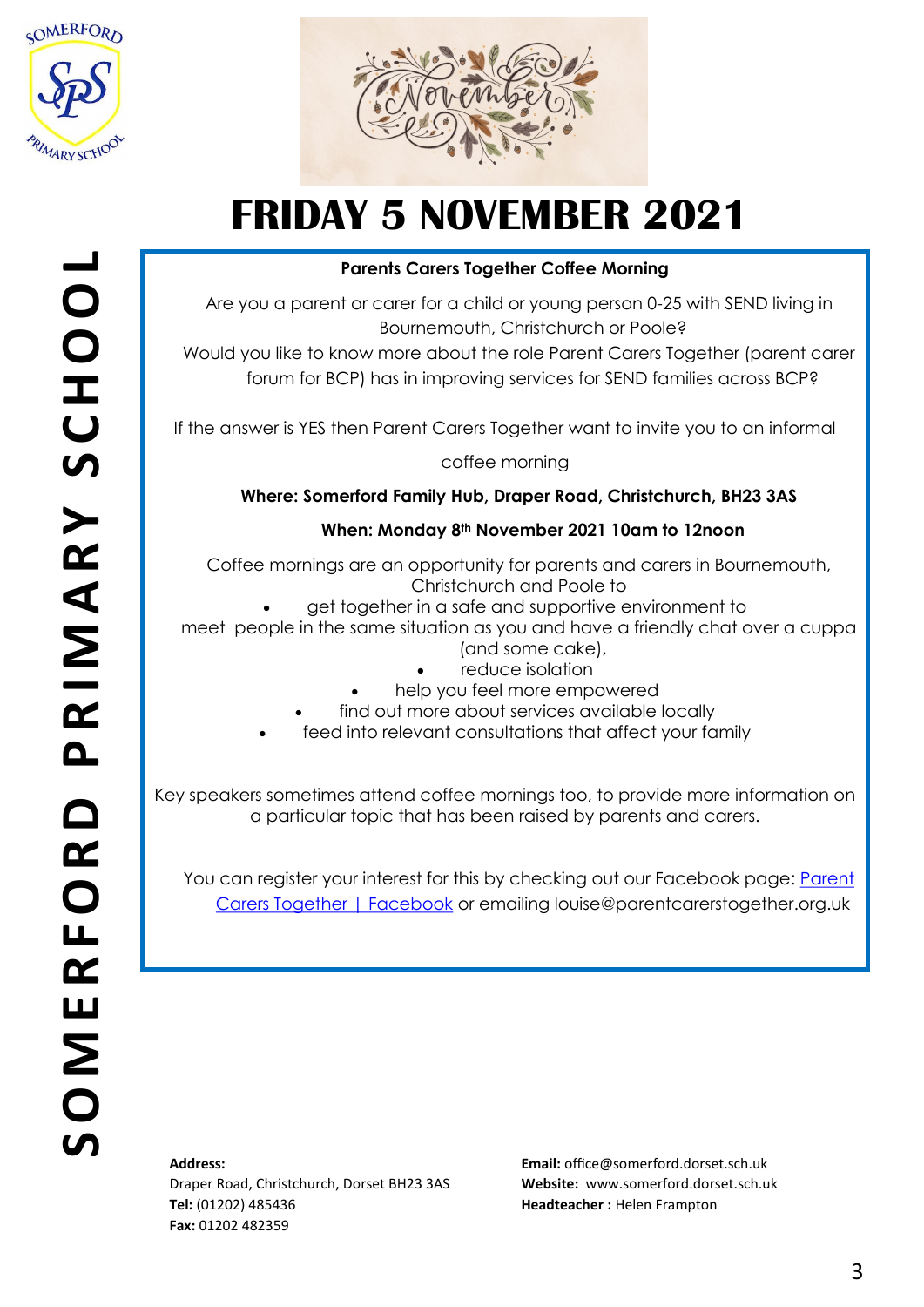# FRIDAY 5 NOVEMBER 2021

**Parents Carers Together Coffee Morning**

Are you a parent or carer for a child or young person 0-25 with SEND living in Bournemouth, Christchurch or Poole?

Would you like to know more about the role Parent Carers Together (parent carer forum for BCP) has in improving services for SEND families across BCP?

If the answer is YES then Parent Carers Together want to invite you to an informal coffee morning

**Where: Somerford Family Hub, Draper Road, Christchurch, BH23 3AS**

**When: Monday 8th November 2021 10am to 12noon**

Coffee mornings are an opportunity for parents and carers in Bournemouth, Christchurch and Poole to

- get together in a safe and supportive environment to meet people in the same situation as you and have a friendly chat over a cuppa (and some cake),
- reduce isolation
- help you feel more empowered
- find out more about services available locally
- feed into relevant consultations that affect your family

Key speakers sometimes attend coffee mornings too, to provide more information on a particular topic that has been raised by parents and carers.

You can register your interest for this by checking out our Facebook page: Parent Carers Together | Facebook or emailing louise@parentcarerstogether.org.uk

**Address:**
Draper Road, Christchurch, Dorset BH23 3AS
**Tel:** (01202) 485436
**Fax:** 01202 482359

**Email:** office@somerford.dorset.sch.uk
**Website:** www.somerford.dorset.sch.uk
**Headteacher :** Helen Frampton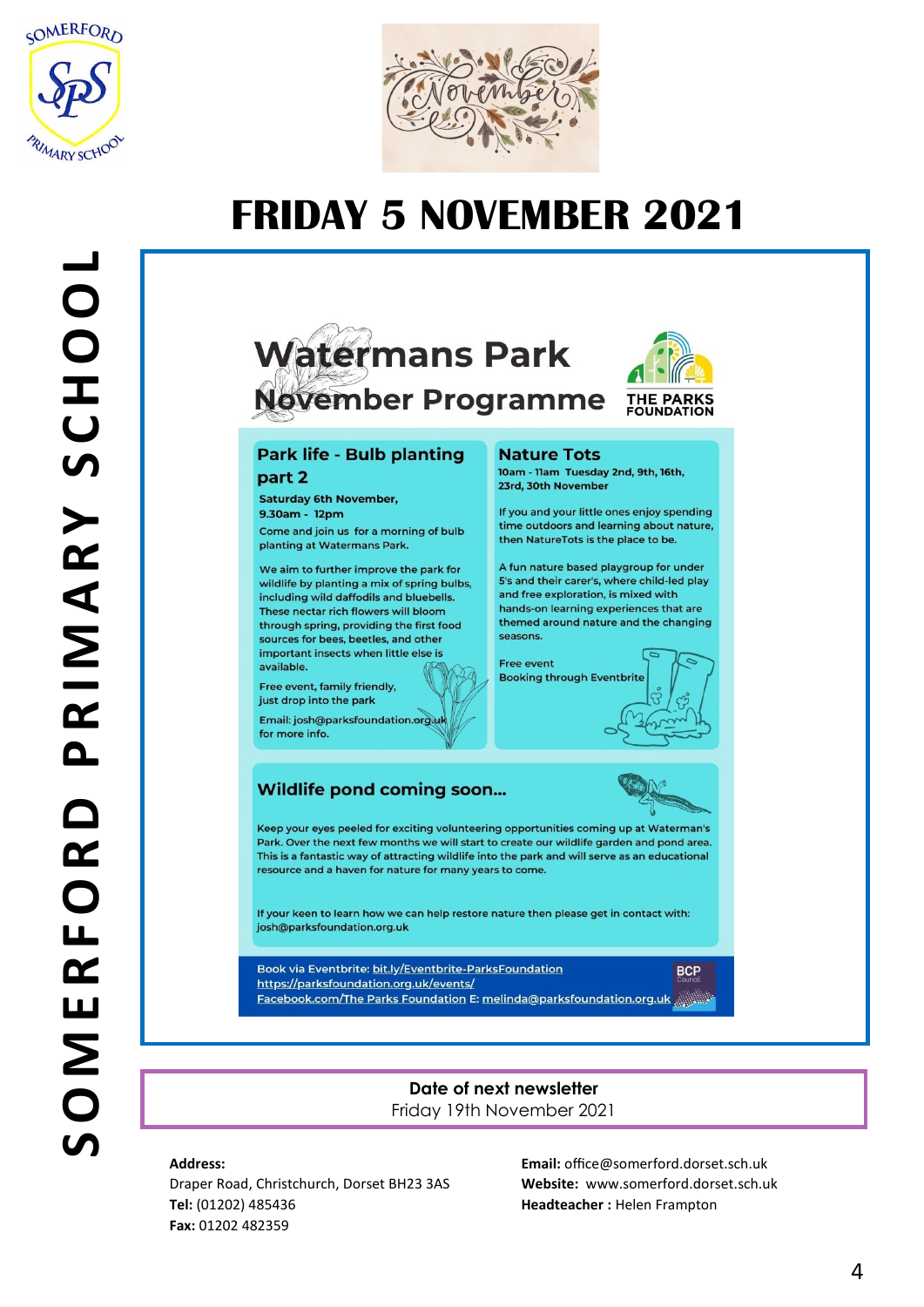# FRIDAY 5 NOVEMBER 2021

## Watermans Park November Programme

THE PARKS FOUNDATION

### Park life - Bulb planting part 2

**Saturday 6th November, 9.30am - 12pm**

Come and join us for a morning of bulb planting at Watermans Park.

We aim to further improve the park for wildlife by planting a mix of spring bulbs, including wild daffodils and bluebells. These nectar rich flowers will bloom through spring, providing the first food sources for bees, beetles, and other important insects when little else is available.

Free event, family friendly, just drop into the park

Email: josh@parksfoundation.org.uk for more info.

### Nature Tots

**10am - 11am Tuesday 2nd, 9th, 16th, 23rd, 30th November**

If you and your little ones enjoy spending time outdoors and learning about nature, then NatureTots is the place to be.

A fun nature based playgroup for under 5's and their carer's, where child-led play and free exploration, is mixed with hands-on learning experiences that are themed around nature and the changing seasons.

Free event
Booking through Eventbrite

### Wildlife pond coming soon...

Keep your eyes peeled for exciting volunteering opportunities coming up at Waterman's Park. Over the next few months we will start to create our wildlife garden and pond area. This is a fantastic way of attracting wildlife into the park and will serve as an educational resource and a haven for nature for many years to come.

If your keen to learn how we can help restore nature then please get in contact with: josh@parksfoundation.org.uk

Book via Eventbrite: bit.ly/Eventbrite-ParksFoundation
https://parksfoundation.org.uk/events/
Facebook.com/The Parks Foundation E: melinda@parksfoundation.org.uk

BCP Council

**Date of next newsletter**
Friday 19th November 2021

**Address:**
Draper Road, Christchurch, Dorset BH23 3AS
**Tel:** (01202) 485436
**Fax:** 01202 482359

**Email:** office@somerford.dorset.sch.uk
**Website:** www.somerford.dorset.sch.uk
**Headteacher :** Helen Frampton